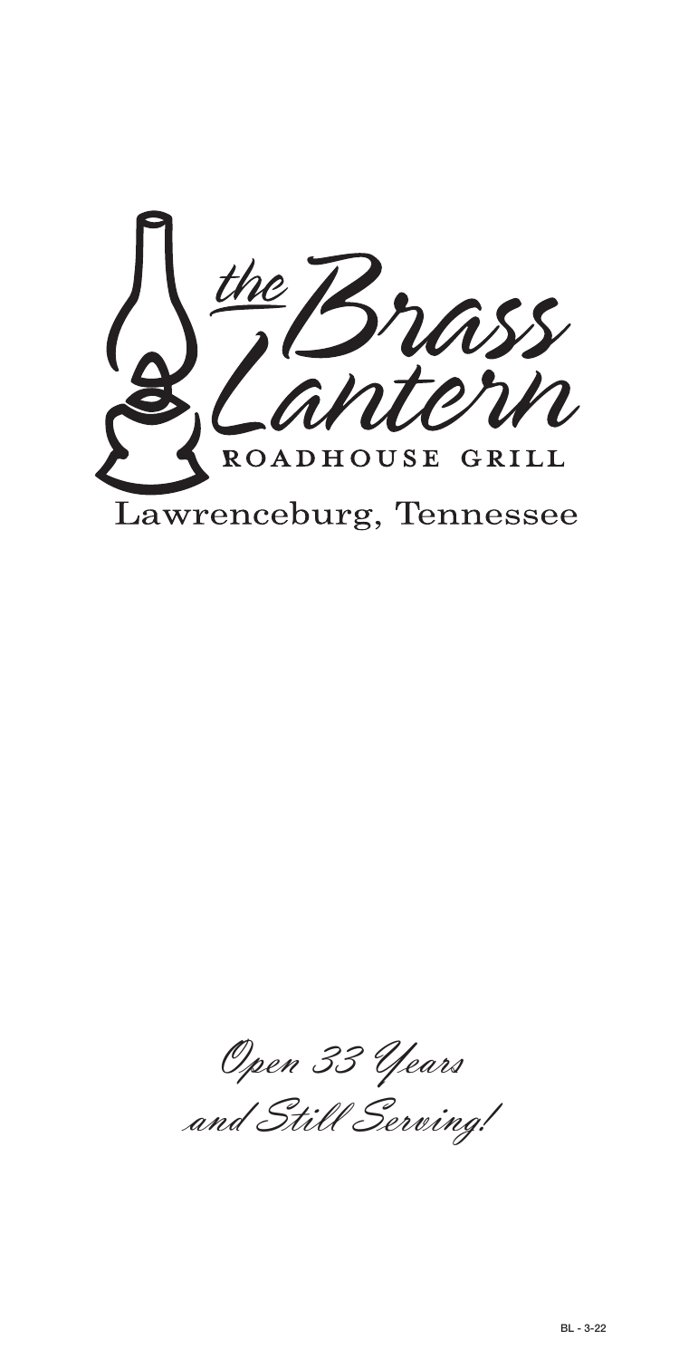# *the* Brass Lantern

ROADHOUSE GRILL

Lawrenceburg, Tennessee

*Open 33 Years*

*and Still Serving!*

BL - 3-22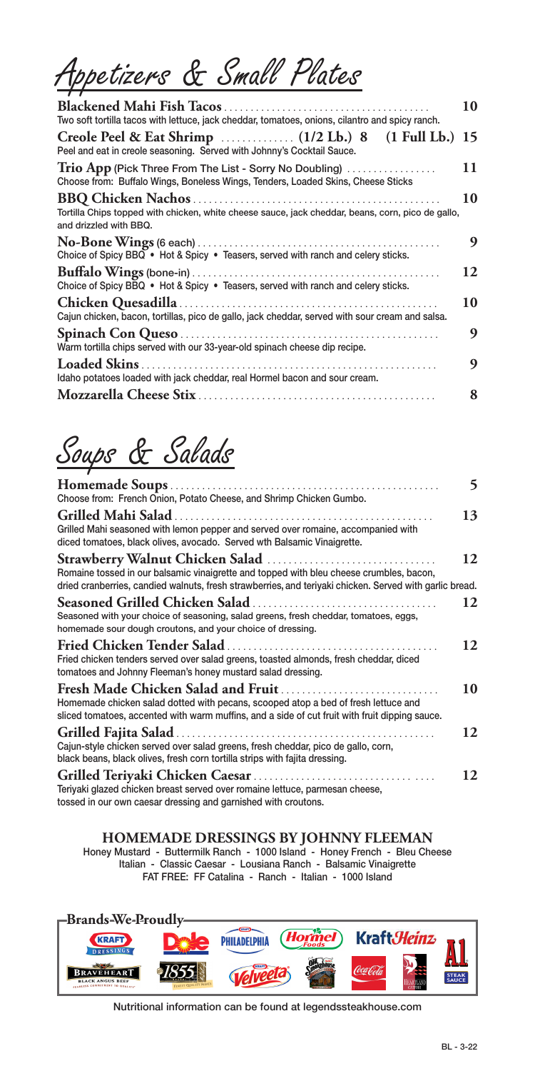# Appetizers & Small Plates

**Blackened Mahi Fish Tacos** .................................... **10**
Two soft tortilla tacos with lettuce, jack cheddar, tomatoes, onions, cilantro and spicy ranch.

**Creole Peel & Eat Shrimp** .............. **(1/2 Lb.) 8** **(1 Full Lb.) 15**
Peel and eat in creole seasoning. Served with Johnny's Cocktail Sauce.

**Trio App** (Pick Three From The List - Sorry No Doubling) ................. **11**
Choose from: Buffalo Wings, Boneless Wings, Tenders, Loaded Skins, Cheese Sticks

**BBQ Chicken Nachos** .................................... **10**
Tortilla Chips topped with chicken, white cheese sauce, jack cheddar, beans, corn, pico de gallo, and drizzled with BBQ.

**No-Bone Wings** (6 each) .................................... **9**
Choice of Spicy BBQ • Hot & Spicy • Teasers, served with ranch and celery sticks.

**Buffalo Wings** (bone-in) .................................... **12**
Choice of Spicy BBQ • Hot & Spicy • Teasers, served with ranch and celery sticks.

**Chicken Quesadilla** .................................... **10**
Cajun chicken, bacon, tortillas, pico de gallo, jack cheddar, served with sour cream and salsa.

**Spinach Con Queso** .................................... **9**
Warm tortilla chips served with our 33-year-old spinach cheese dip recipe.

**Loaded Skins** .................................... **9**
Idaho potatoes loaded with jack cheddar, real Hormel bacon and sour cream.

**Mozzarella Cheese Stix** .................................... **8**

# Soups & Salads

**Homemade Soups** .................................... **5**
Choose from: French Onion, Potato Cheese, and Shrimp Chicken Gumbo.

**Grilled Mahi Salad** .................................... **13**
Grilled Mahi seasoned with lemon pepper and served over romaine, accompanied with diced tomatoes, black olives, avocado. Served wth Balsamic Vinaigrette.

**Strawberry Walnut Chicken Salad** .................................... **12**
Romaine tossed in our balsamic vinaigrette and topped with bleu cheese crumbles, bacon, dried cranberries, candied walnuts, fresh strawberries, and teriyaki chicken. Served with garlic bread.

**Seasoned Grilled Chicken Salad** .................................... **12**
Seasoned with your choice of seasoning, salad greens, fresh cheddar, tomatoes, eggs, homemade sour dough croutons, and your choice of dressing.

**Fried Chicken Tender Salad** .................................... **12**
Fried chicken tenders served over salad greens, toasted almonds, fresh cheddar, diced tomatoes and Johnny Fleeman's honey mustard salad dressing.

**Fresh Made Chicken Salad and Fruit** .................................... **10**
Homemade chicken salad dotted with pecans, scooped atop a bed of fresh lettuce and sliced tomatoes, accented with warm muffins, and a side of cut fruit with fruit dipping sauce.

**Grilled Fajita Salad** .................................... **12**
Cajun-style chicken served over salad greens, fresh cheddar, pico de gallo, corn, black beans, black olives, fresh corn tortilla strips with fajita dressing.

**Grilled Teriyaki Chicken Caesar** .................................... **12**
Teriyaki glazed chicken breast served over romaine lettuce, parmesan cheese, tossed in our own caesar dressing and garnished with croutons.

## HOMEMADE DRESSINGS BY JOHNNY FLEEMAN

Honey Mustard - Buttermilk Ranch - 1000 Island - Honey French - Bleu Cheese
Italian - Classic Caesar - Lousiana Ranch - Balsamic Vinaigrette
FAT FREE: FF Catalina - Ranch - Italian - 1000 Island

**Brands We Proudly**

Kraft Dressings, Dole, Philadelphia, Hormel Foods, KraftHeinz, A1 Steak Sauce, Braveheart Black Angus Beef, 1855, Velveeta, Old Smokehouse, Coca-Cola, Heartland Catfish

Nutritional information can be found at legendssteakhouse.com

BL - 3-22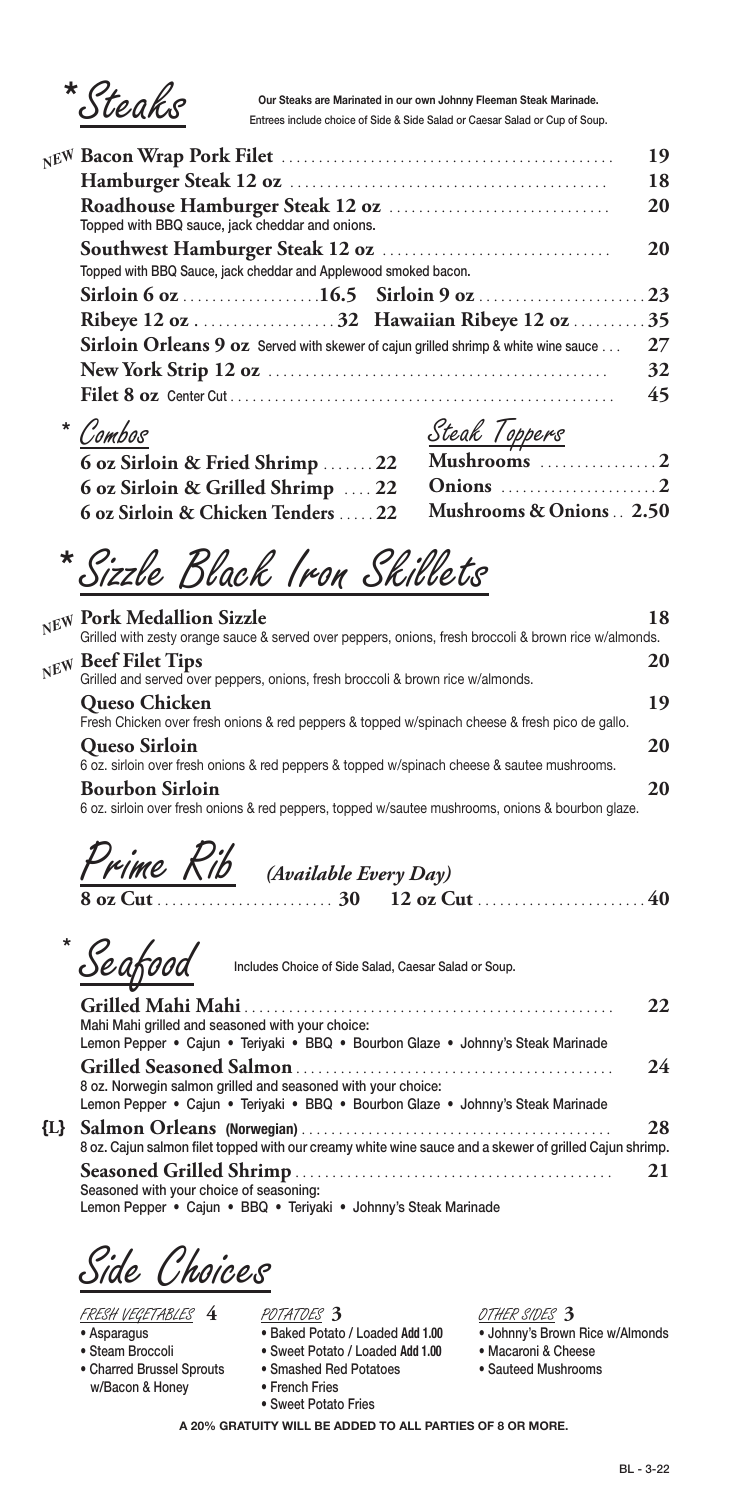# *Steaks

**Our Steaks are Marinated in our own Johnny Fleeman Steak Marinade.**
Entrees include choice of Side & Side Salad or Caesar Salad or Cup of Soup.

- NEW **Bacon Wrap Pork Filet** .......... 19
- **Hamburger Steak 12 oz** .......... 18
- **Roadhouse Hamburger Steak 12 oz** .......... 20
  Topped with BBQ sauce, jack cheddar and onions.
- **Southwest Hamburger Steak 12 oz** .......... 20
  Topped with BBQ Sauce, jack cheddar and Applewood smoked bacon.
- **Sirloin 6 oz** .......... 16.5
- **Sirloin 9 oz** .......... 23
- **Ribeye 12 oz** .......... 32
- **Hawaiian Ribeye 12 oz** .......... 35
- **Sirloin Orleans 9 oz** Served with skewer of cajun grilled shrimp & white wine sauce .......... 27
- **New York Strip 12 oz** .......... 32
- **Filet 8 oz** Center Cut .......... 45

## * Combos

- **6 oz Sirloin & Fried Shrimp** .......... 22
- **6 oz Sirloin & Grilled Shrimp** .......... 22
- **6 oz Sirloin & Chicken Tenders** .......... 22

## Steak Toppers

- **Mushrooms** .......... 2
- **Onions** .......... 2
- **Mushrooms & Onions** .......... 2.50

# *Sizzle Black Iron Skillets

- NEW **Pork Medallion Sizzle** .......... 18
  Grilled with zesty orange sauce & served over peppers, onions, fresh broccoli & brown rice w/almonds.
- NEW **Beef Filet Tips** .......... 20
  Grilled and served over peppers, onions, fresh broccoli & brown rice w/almonds.
- **Queso Chicken** .......... 19
  Fresh Chicken over fresh onions & red peppers & topped w/spinach cheese & fresh pico de gallo.
- **Queso Sirloin** .......... 20
  6 oz. sirloin over fresh onions & red peppers & topped w/spinach cheese & sautee mushrooms.
- **Bourbon Sirloin** .......... 20
  6 oz. sirloin over fresh onions & red peppers, topped w/sautee mushrooms, onions & bourbon glaze.

# Prime Rib *(Available Every Day)*

- **8 oz Cut** .......... 30
- **12 oz Cut** .......... 40

# * Seafood

Includes Choice of Side Salad, Caesar Salad or Soup.

- **Grilled Mahi Mahi** .......... 22
  Mahi Mahi grilled and seasoned with your choice:
  Lemon Pepper • Cajun • Teriyaki • BBQ • Bourbon Glaze • Johnny's Steak Marinade
- **Grilled Seasoned Salmon** .......... 24
  8 oz. Norwegin salmon grilled and seasoned with your choice:
  Lemon Pepper • Cajun • Teriyaki • BBQ • Bourbon Glaze • Johnny's Steak Marinade
- {L} **Salmon Orleans (Norwegian)** .......... 28
  8 oz. Cajun salmon filet topped with our creamy white wine sauce and a skewer of grilled Cajun shrimp.
- **Seasoned Grilled Shrimp** .......... 21
  Seasoned with your choice of seasoning:
  Lemon Pepper • Cajun • BBQ • Teriyaki • Johnny's Steak Marinade

# Side Choices

## Fresh Vegetables 4

- Asparagus
- Steam Broccoli
- Charred Brussel Sprouts w/Bacon & Honey

## Potatoes 3

- Baked Potato / Loaded **Add 1.00**
- Sweet Potato / Loaded **Add 1.00**
- Smashed Red Potatoes
- French Fries
- Sweet Potato Fries

## Other Sides 3

- Johnny's Brown Rice w/Almonds
- Macaroni & Cheese
- Sauteed Mushrooms

**A 20% GRATUITY WILL BE ADDED TO ALL PARTIES OF 8 OR MORE.**

BL - 3-22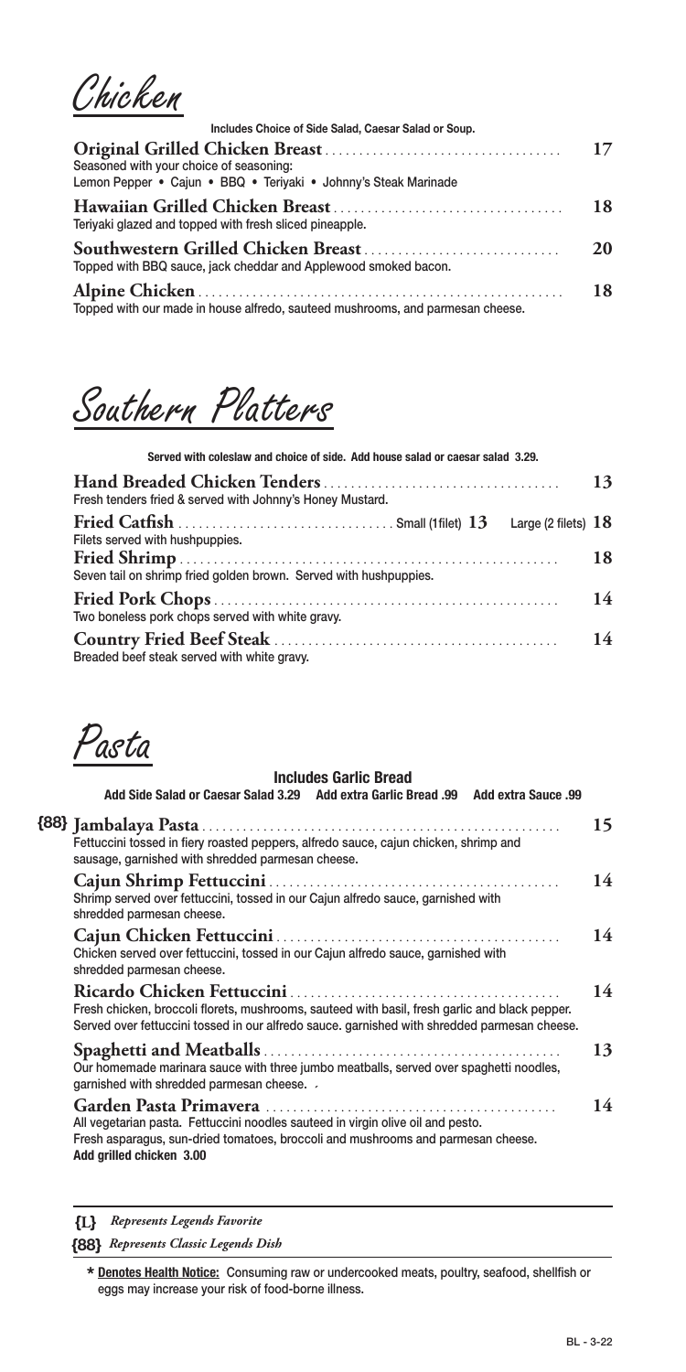# Chicken

**Includes Choice of Side Salad, Caesar Salad or Soup.**

**Original Grilled Chicken Breast** .................................... **17**
Seasoned with your choice of seasoning:
Lemon Pepper • Cajun • BBQ • Teriyaki • Johnny's Steak Marinade

**Hawaiian Grilled Chicken Breast** .................................. **18**
Teriyaki glazed and topped with fresh sliced pineapple.

**Southwestern Grilled Chicken Breast** ............................. **20**
Topped with BBQ sauce, jack cheddar and Applewood smoked bacon.

**Alpine Chicken** ..................................................... **18**
Topped with our made in house alfredo, sauteed mushrooms, and parmesan cheese.

# Southern Platters

**Served with coleslaw and choice of side. Add house salad or caesar salad 3.29.**

**Hand Breaded Chicken Tenders** .................................... **13**
Fresh tenders fried & served with Johnny's Honey Mustard.

**Fried Catfish** ................................ Small (1filet) **13** Large (2 filets) **18**
Filets served with hushpuppies.

**Fried Shrimp** ........................................................ **18**
Seven tail on shrimp fried golden brown. Served with hushpuppies.

**Fried Pork Chops** ................................................... **14**
Two boneless pork chops served with white gravy.

**Country Fried Beef Steak** .......................................... **14**
Breaded beef steak served with white gravy.

# Pasta

**Includes Garlic Bread**
**Add Side Salad or Caesar Salad 3.29 Add extra Garlic Bread .99 Add extra Sauce .99**

**{88} Jambalaya Pasta** ..................................................... **15**
Fettuccini tossed in fiery roasted peppers, alfredo sauce, cajun chicken, shrimp and sausage, garnished with shredded parmesan cheese.

**Cajun Shrimp Fettuccini** ........................................... **14**
Shrimp served over fettuccini, tossed in our Cajun alfredo sauce, garnished with shredded parmesan cheese.

**Cajun Chicken Fettuccini** .......................................... **14**
Chicken served over fettuccini, tossed in our Cajun alfredo sauce, garnished with shredded parmesan cheese.

**Ricardo Chicken Fettuccini** ........................................ **14**
Fresh chicken, broccoli florets, mushrooms, sauteed with basil, fresh garlic and black pepper. Served over fettuccini tossed in our alfredo sauce. garnished with shredded parmesan cheese.

**Spaghetti and Meatballs** ............................................ **13**
Our homemade marinara sauce with three jumbo meatballs, served over spaghetti noodles, garnished with shredded parmesan cheese.

**Garden Pasta Primavera** ........................................... **14**
All vegetarian pasta. Fettuccini noodles sauteed in virgin olive oil and pesto.
Fresh asparagus, sun-dried tomatoes, broccoli and mushrooms and parmesan cheese.
**Add grilled chicken 3.00**

---

**{L}** *Represents Legends Favorite*

**{88}** *Represents Classic Legends Dish*

---

**\* Denotes Health Notice:** Consuming raw or undercooked meats, poultry, seafood, shellfish or eggs may increase your risk of food-borne illness.

BL - 3-22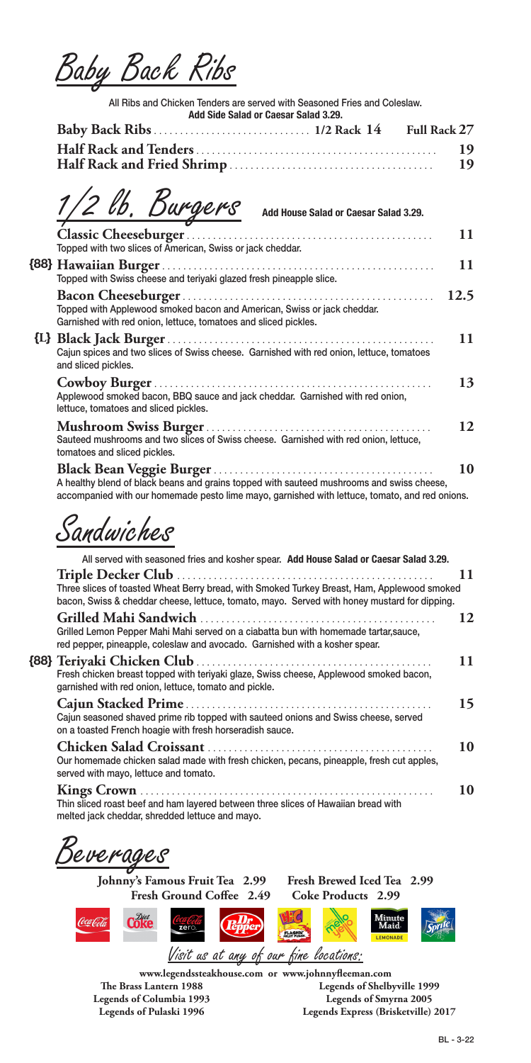# Baby Back Ribs

All Ribs and Chicken Tenders are served with Seasoned Fries and Coleslaw.
**Add Side Salad or Caesar Salad 3.29.**

**Baby Back Ribs** .......... 1/2 Rack 14 Full Rack 27

**Half Rack and Tenders** .......... 19

**Half Rack and Fried Shrimp** .......... 19

# 1/2 lb. Burgers

**Add House Salad or Caesar Salad 3.29.**

**Classic Cheeseburger** .......... 11
Topped with two slices of American, Swiss or jack cheddar.

{88} **Hawaiian Burger** .......... 11
Topped with Swiss cheese and teriyaki glazed fresh pineapple slice.

**Bacon Cheeseburger** .......... 12.5
Topped with Applewood smoked bacon and American, Swiss or jack cheddar. Garnished with red onion, lettuce, tomatoes and sliced pickles.

{L} **Black Jack Burger** .......... 11
Cajun spices and two slices of Swiss cheese. Garnished with red onion, lettuce, tomatoes and sliced pickles.

**Cowboy Burger** .......... 13
Applewood smoked bacon, BBQ sauce and jack cheddar. Garnished with red onion, lettuce, tomatoes and sliced pickles.

**Mushroom Swiss Burger** .......... 12
Sauteed mushrooms and two slices of Swiss cheese. Garnished with red onion, lettuce, tomatoes and sliced pickles.

**Black Bean Veggie Burger** .......... 10
A healthy blend of black beans and grains topped with sauteed mushrooms and swiss cheese, accompanied with our homemade pesto lime mayo, garnished with lettuce, tomato, and red onions.

# Sandwiches

All served with seasoned fries and kosher spear. **Add House Salad or Caesar Salad 3.29.**

**Triple Decker Club** .......... 11
Three slices of toasted Wheat Berry bread, with Smoked Turkey Breast, Ham, Applewood smoked bacon, Swiss & cheddar cheese, lettuce, tomato, mayo. Served with honey mustard for dipping.

**Grilled Mahi Sandwich** .......... 12
Grilled Lemon Pepper Mahi Mahi served on a ciabatta bun with homemade tartar,sauce, red pepper, pineapple, coleslaw and avocado. Garnished with a kosher spear.

{88} **Teriyaki Chicken Club** .......... 11
Fresh chicken breast topped with teriyaki glaze, Swiss cheese, Applewood smoked bacon, garnished with red onion, lettuce, tomato and pickle.

**Cajun Stacked Prime** .......... 15
Cajun seasoned shaved prime rib topped with sauteed onions and Swiss cheese, served on a toasted French hoagie with fresh horseradish sauce.

**Chicken Salad Croissant** .......... 10
Our homemade chicken salad made with fresh chicken, pecans, pineapple, fresh cut apples, served with mayo, lettuce and tomato.

**Kings Crown** .......... 10
Thin sliced roast beef and ham layered between three slices of Hawaiian bread with melted jack cheddar, shredded lettuce and mayo.

# Beverages

**Johnny's Famous Fruit Tea 2.99** **Fresh Brewed Iced Tea 2.99**
**Fresh Ground Coffee 2.49** **Coke Products 2.99**

*Visit us at any of our fine locations:*

**www.legendssteakhouse.com or www.johnnyfleeman.com**

**The Brass Lantern 1988**
**Legends of Columbia 1993**
**Legends of Pulaski 1996**
**Legends of Shelbyville 1999**
**Legends of Smyrna 2005**
**Legends Express (Brisketville) 2017**

BL - 3-22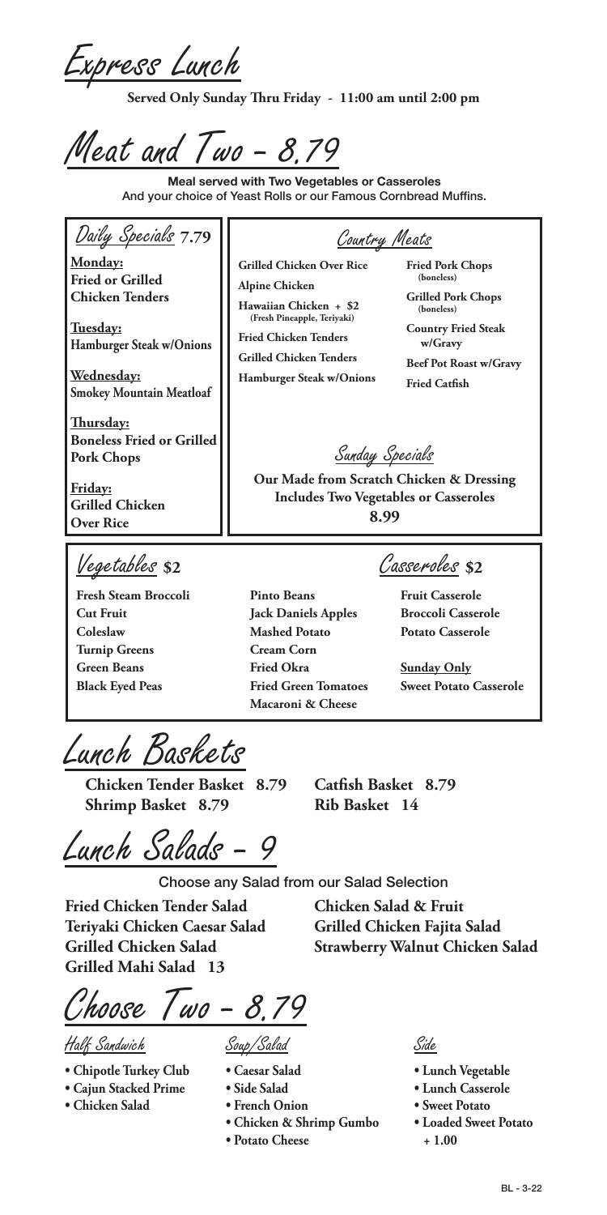# Express Lunch

**Served Only Sunday Thru Friday - 11:00 am until 2:00 pm**

# Meat and Two - 8.79

**Meal served with Two Vegetables or Casseroles**
And your choice of Yeast Rolls or our Famous Cornbread Muffins.

## Daily Specials 7.79

**Monday:**
**Fried or Grilled Chicken Tenders**

**Tuesday:**
**Hamburger Steak w/Onions**

**Wednesday:**
**Smokey Mountain Meatloaf**

**Thursday:**
**Boneless Fried or Grilled Pork Chops**

**Friday:**
**Grilled Chicken Over Rice**

## Country Meats

- **Grilled Chicken Over Rice**
- **Alpine Chicken**
- **Hawaiian Chicken + $2** (Fresh Pineapple, Teriyaki)
- **Fried Chicken Tenders**
- **Grilled Chicken Tenders**
- **Hamburger Steak w/Onions**
- **Fried Pork Chops** (boneless)
- **Grilled Pork Chops** (boneless)
- **Country Fried Steak w/Gravy**
- **Beef Pot Roast w/Gravy**
- **Fried Catfish**

## Sunday Specials

**Our Made from Scratch Chicken & Dressing**
**Includes Two Vegetables or Casseroles**
**8.99**

## Vegetables $2

- **Fresh Steam Broccoli**
- **Cut Fruit**
- **Coleslaw**
- **Turnip Greens**
- **Green Beans**
- **Black Eyed Peas**
- **Pinto Beans**
- **Jack Daniels Apples**
- **Mashed Potato**
- **Cream Corn**
- **Fried Okra**
- **Fried Green Tomatoes**
- **Macaroni & Cheese**

## Casseroles $2

- **Fruit Casserole**
- **Broccoli Casserole**
- **Potato Casserole**

**Sunday Only**
**Sweet Potato Casserole**

# Lunch Baskets

**Chicken Tender Basket 8.79**
**Shrimp Basket 8.79**
**Catfish Basket 8.79**
**Rib Basket 14**

# Lunch Salads - 9

Choose any Salad from our Salad Selection

**Fried Chicken Tender Salad**
**Teriyaki Chicken Caesar Salad**
**Grilled Chicken Salad**
**Grilled Mahi Salad 13**
**Chicken Salad & Fruit**
**Grilled Chicken Fajita Salad**
**Strawberry Walnut Chicken Salad**

# Choose Two - 8.79

## Half Sandwich

- **Chipotle Turkey Club**
- **Cajun Stacked Prime**
- **Chicken Salad**

## Soup/Salad

- **Caesar Salad**
- **Side Salad**
- **French Onion**
- **Chicken & Shrimp Gumbo**
- **Potato Cheese**

## Side

- **Lunch Vegetable**
- **Lunch Casserole**
- **Sweet Potato**
- **Loaded Sweet Potato + 1.00**

BL - 3-22